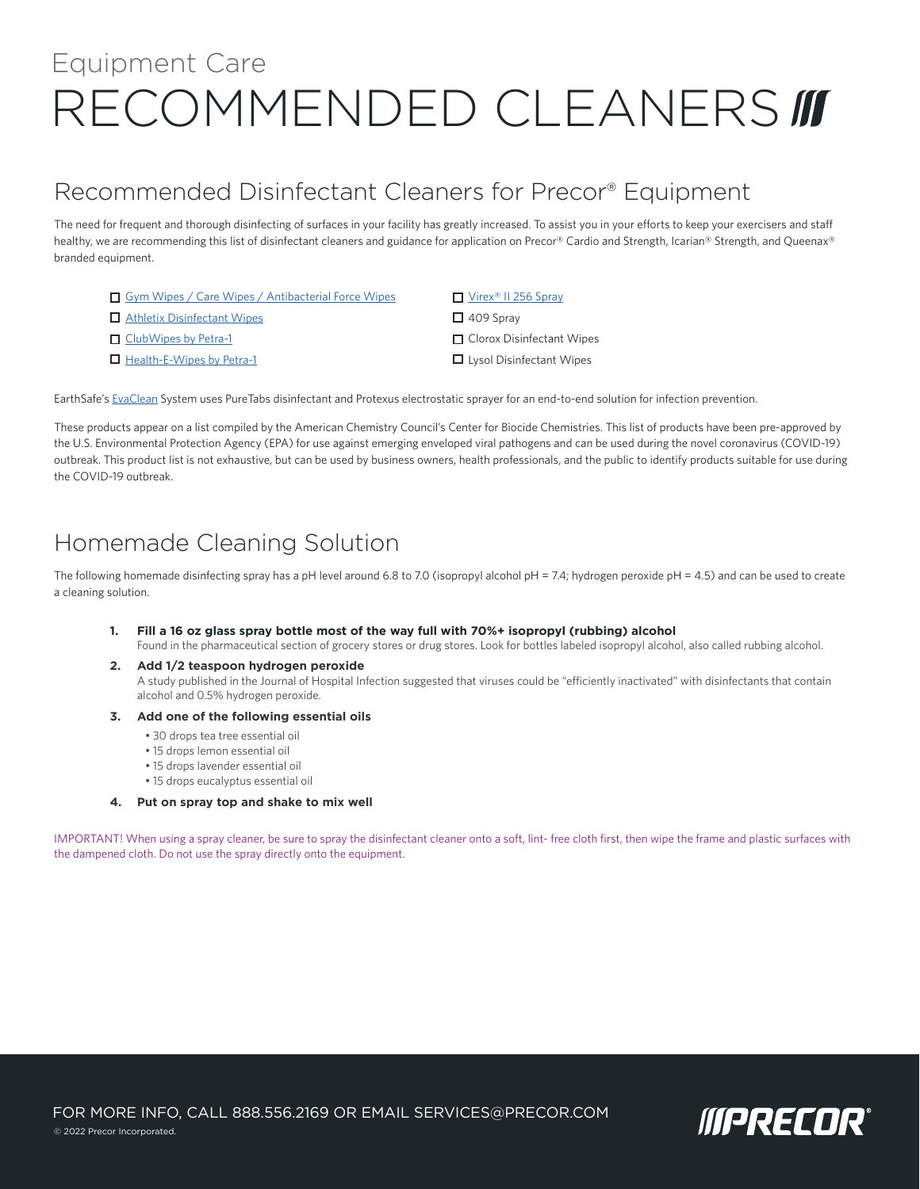# Equipment Care

# RECOMMENDED CLEANERS

## Recommended Disinfectant Cleaners for Precor® Equipment

The need for frequent and thorough disinfecting of surfaces in your facility has greatly increased. To assist you in your efforts to keep your exercisers and staff healthy, we are recommending this list of disinfectant cleaners and guidance for application on Precor® Cardio and Strength, Icarian® Strength, and Queenax® branded equipment.

- ☐ Gym Wipes / Care Wipes / Antibacterial Force Wipes
- ☐ Athletix Disinfectant Wipes
- ☐ ClubWipes by Petra-1
- ☐ Health-E-Wipes by Petra-1
- ☐ Virex® II 256 Spray
- ☐ 409 Spray
- ☐ Clorox Disinfectant Wipes
- ☐ Lysol Disinfectant Wipes

EarthSafe's EvaClean System uses PureTabs disinfectant and Protexus electrostatic sprayer for an end-to-end solution for infection prevention.

These products appear on a list compiled by the American Chemistry Council's Center for Biocide Chemistries. This list of products have been pre-approved by the U.S. Environmental Protection Agency (EPA) for use against emerging enveloped viral pathogens and can be used during the novel coronavirus (COVID-19) outbreak. This product list is not exhaustive, but can be used by business owners, health professionals, and the public to identify products suitable for use during the COVID-19 outbreak.

## Homemade Cleaning Solution

The following homemade disinfecting spray has a pH level around 6.8 to 7.0 (isopropyl alcohol pH = 7.4; hydrogen peroxide pH = 4.5) and can be used to create a cleaning solution.

1. **Fill a 16 oz glass spray bottle most of the way full with 70%+ isopropyl (rubbing) alcohol**
   Found in the pharmaceutical section of grocery stores or drug stores. Look for bottles labeled isopropyl alcohol, also called rubbing alcohol.
2. **Add 1/2 teaspoon hydrogen peroxide**
   A study published in the Journal of Hospital Infection suggested that viruses could be "efficiently inactivated" with disinfectants that contain alcohol and 0.5% hydrogen peroxide.
3. **Add one of the following essential oils**
   - 30 drops tea tree essential oil
   - 15 drops lemon essential oil
   - 15 drops lavender essential oil
   - 15 drops eucalyptus essential oil
4. **Put on spray top and shake to mix well**

IMPORTANT! When using a spray cleaner, be sure to spray the disinfectant cleaner onto a soft, lint- free cloth first, then wipe the frame and plastic surfaces with the dampened cloth. Do not use the spray directly onto the equipment.

FOR MORE INFO, CALL 888.556.2169 OR EMAIL SERVICES@PRECOR.COM

© 2022 Precor Incorporated.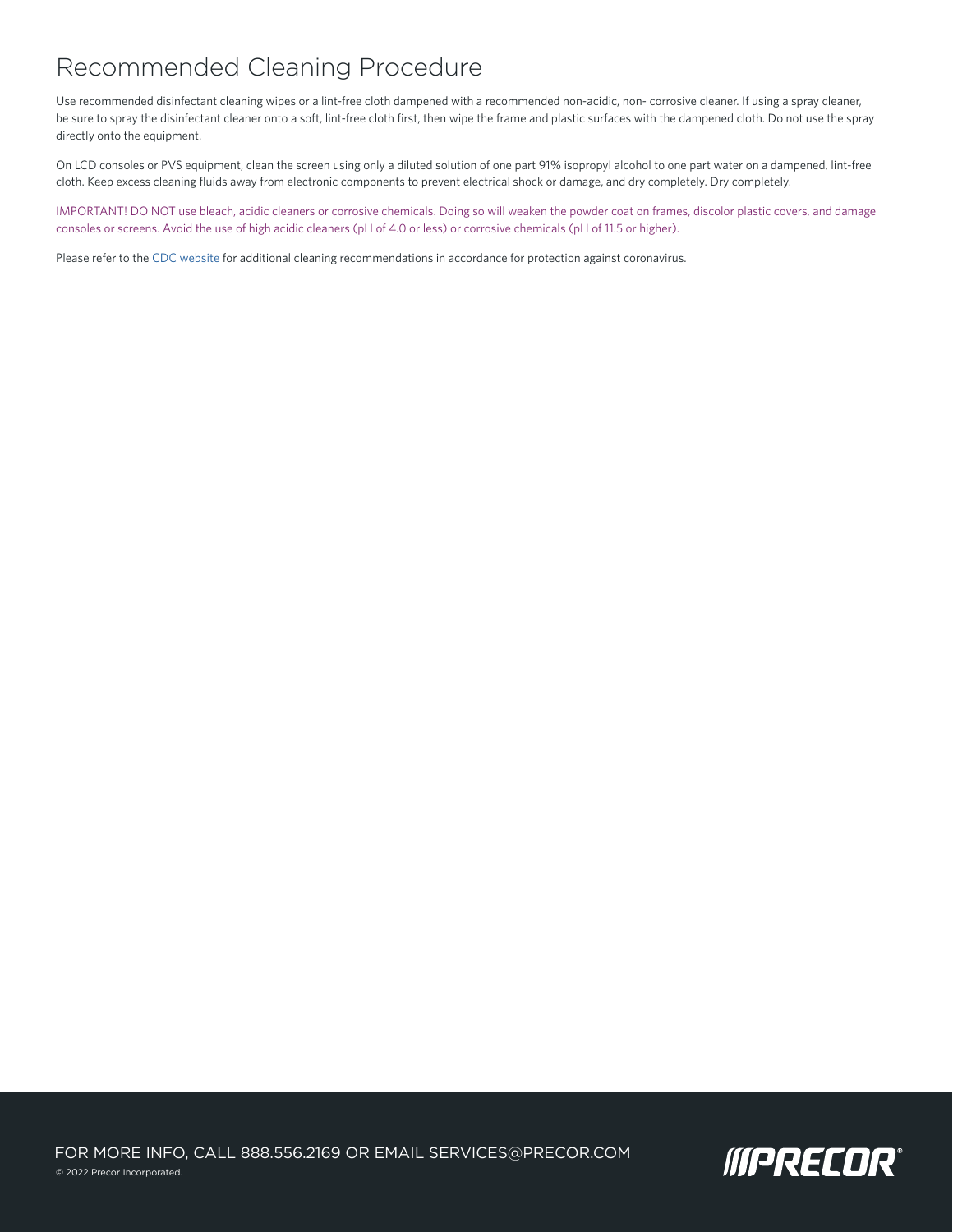# Recommended Cleaning Procedure

Use recommended disinfectant cleaning wipes or a lint-free cloth dampened with a recommended non-acidic, non- corrosive cleaner. If using a spray cleaner, be sure to spray the disinfectant cleaner onto a soft, lint-free cloth first, then wipe the frame and plastic surfaces with the dampened cloth. Do not use the spray directly onto the equipment.

On LCD consoles or PVS equipment, clean the screen using only a diluted solution of one part 91% isopropyl alcohol to one part water on a dampened, lint-free cloth. Keep excess cleaning fluids away from electronic components to prevent electrical shock or damage, and dry completely. Dry completely.

IMPORTANT! DO NOT use bleach, acidic cleaners or corrosive chemicals. Doing so will weaken the powder coat on frames, discolor plastic covers, and damage consoles or screens. Avoid the use of high acidic cleaners (pH of 4.0 or less) or corrosive chemicals (pH of 11.5 or higher).

Please refer to the CDC website for additional cleaning recommendations in accordance for protection against coronavirus.

FOR MORE INFO, CALL 888.556.2169 OR EMAIL SERVICES@PRECOR.COM

© 2022 Precor Incorporated.

PRECOR®